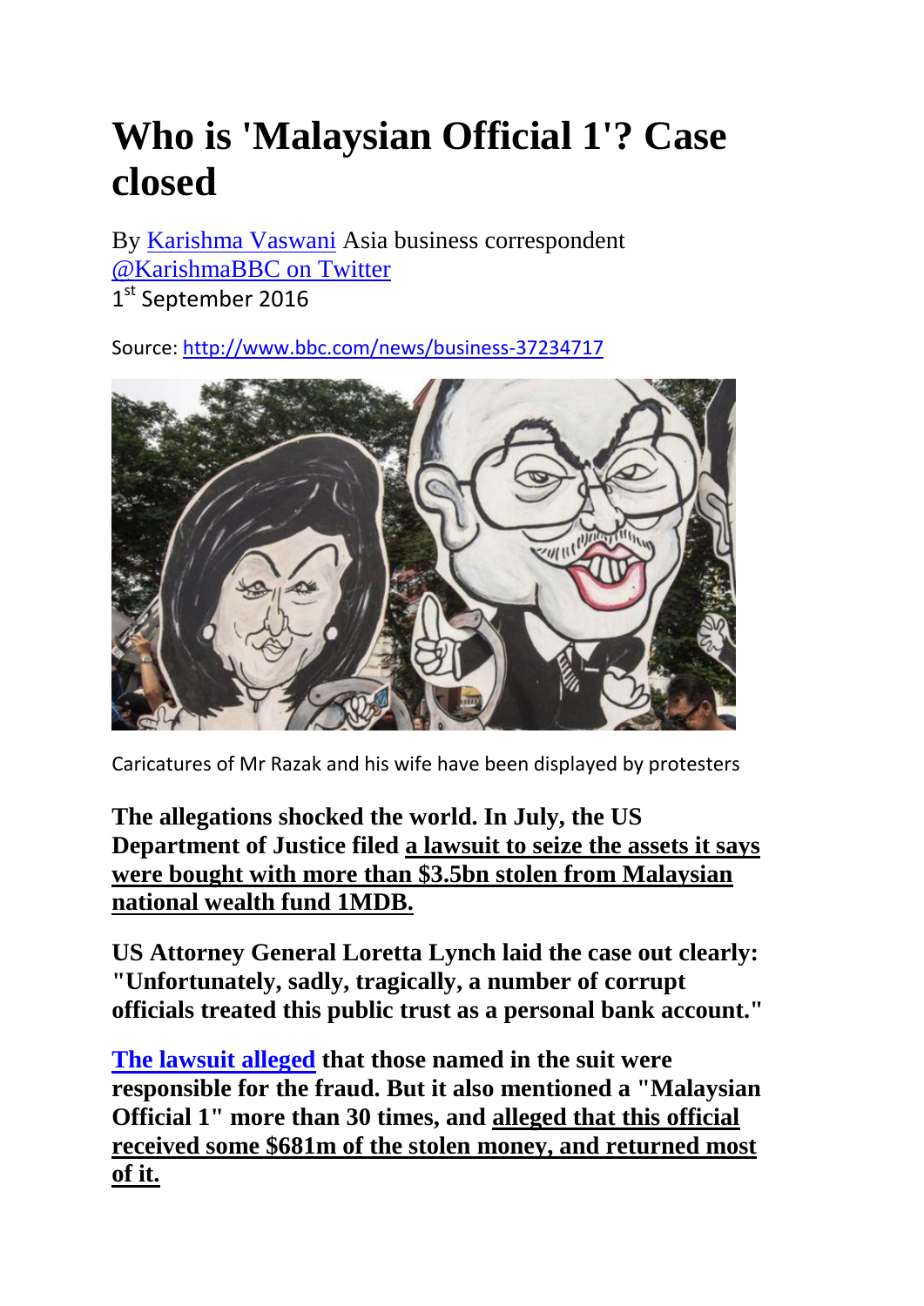# Who is 'Malaysian Official 1'? Case closed

By Karishma Vaswani Asia business correspondent
@KarishmaBBC on Twitter
1st September 2016

Source: http://www.bbc.com/news/business-37234717

Caricatures of Mr Razak and his wife have been displayed by protesters

**The allegations shocked the world. In July, the US Department of Justice filed a lawsuit to seize the assets it says were bought with more than $3.5bn stolen from Malaysian national wealth fund 1MDB.**

**US Attorney General Loretta Lynch laid the case out clearly: "Unfortunately, sadly, tragically, a number of corrupt officials treated this public trust as a personal bank account."**

**The lawsuit alleged that those named in the suit were responsible for the fraud. But it also mentioned a "Malaysian Official 1" more than 30 times, and alleged that this official received some $681m of the stolen money, and returned most of it.**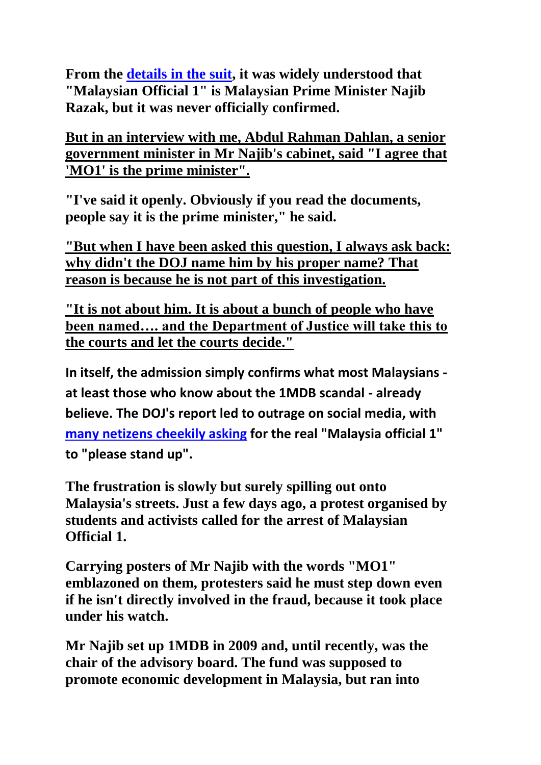**From the details in the suit, it was widely understood that "Malaysian Official 1" is Malaysian Prime Minister Najib Razak, but it was never officially confirmed.**

**But in an interview with me, Abdul Rahman Dahlan, a senior government minister in Mr Najib's cabinet, said "I agree that 'MO1' is the prime minister".**

**"I've said it openly. Obviously if you read the documents, people say it is the prime minister," he said.**

**"But when I have been asked this question, I always ask back: why didn't the DOJ name him by his proper name? That reason is because he is not part of this investigation.**

**"It is not about him. It is about a bunch of people who have been named…. and the Department of Justice will take this to the courts and let the courts decide."**

**In itself, the admission simply confirms what most Malaysians - at least those who know about the 1MDB scandal - already believe. The DOJ's report led to outrage on social media, with many netizens cheekily asking for the real "Malaysia official 1" to "please stand up".**

**The frustration is slowly but surely spilling out onto Malaysia's streets. Just a few days ago, a protest organised by students and activists called for the arrest of Malaysian Official 1.**

**Carrying posters of Mr Najib with the words "MO1" emblazoned on them, protesters said he must step down even if he isn't directly involved in the fraud, because it took place under his watch.**

**Mr Najib set up 1MDB in 2009 and, until recently, was the chair of the advisory board. The fund was supposed to promote economic development in Malaysia, but ran into**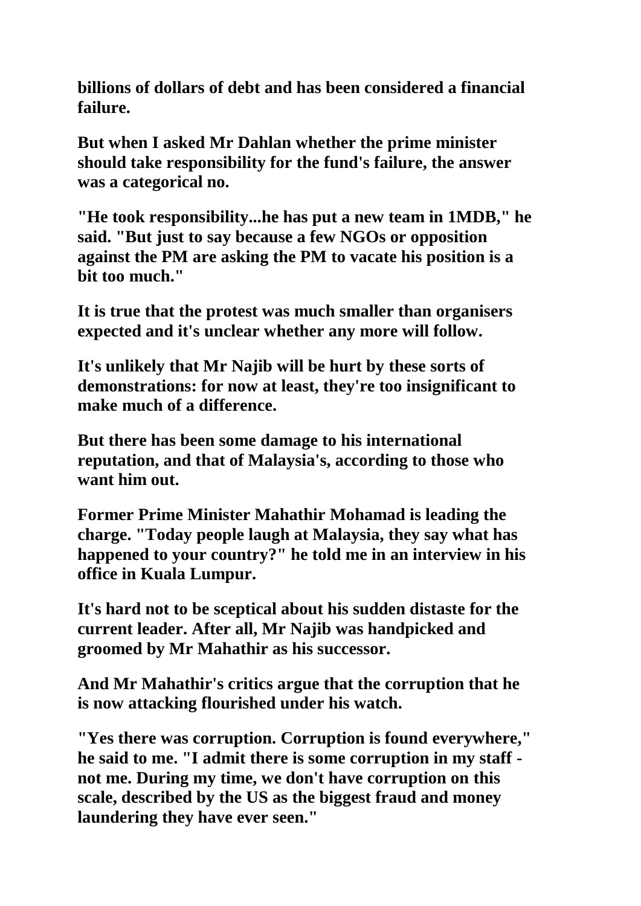**billions of dollars of debt and has been considered a financial failure.**

**But when I asked Mr Dahlan whether the prime minister should take responsibility for the fund's failure, the answer was a categorical no.**

**"He took responsibility...he has put a new team in 1MDB," he said. "But just to say because a few NGOs or opposition against the PM are asking the PM to vacate his position is a bit too much."**

**It is true that the protest was much smaller than organisers expected and it's unclear whether any more will follow.**

**It's unlikely that Mr Najib will be hurt by these sorts of demonstrations: for now at least, they're too insignificant to make much of a difference.**

**But there has been some damage to his international reputation, and that of Malaysia's, according to those who want him out.**

**Former Prime Minister Mahathir Mohamad is leading the charge. "Today people laugh at Malaysia, they say what has happened to your country?" he told me in an interview in his office in Kuala Lumpur.**

**It's hard not to be sceptical about his sudden distaste for the current leader. After all, Mr Najib was handpicked and groomed by Mr Mahathir as his successor.**

**And Mr Mahathir's critics argue that the corruption that he is now attacking flourished under his watch.**

**"Yes there was corruption. Corruption is found everywhere," he said to me. "I admit there is some corruption in my staff - not me. During my time, we don't have corruption on this scale, described by the US as the biggest fraud and money laundering they have ever seen."**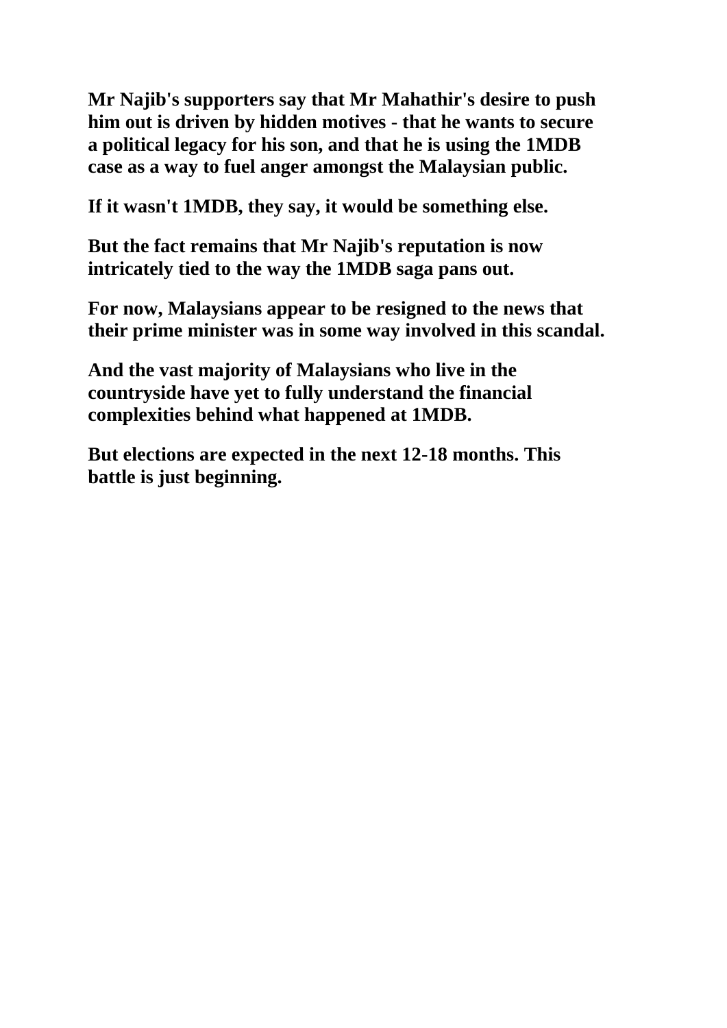**Mr Najib's supporters say that Mr Mahathir's desire to push him out is driven by hidden motives - that he wants to secure a political legacy for his son, and that he is using the 1MDB case as a way to fuel anger amongst the Malaysian public.**

**If it wasn't 1MDB, they say, it would be something else.**

**But the fact remains that Mr Najib's reputation is now intricately tied to the way the 1MDB saga pans out.**

**For now, Malaysians appear to be resigned to the news that their prime minister was in some way involved in this scandal.**

**And the vast majority of Malaysians who live in the countryside have yet to fully understand the financial complexities behind what happened at 1MDB.**

**But elections are expected in the next 12-18 months. This battle is just beginning.**